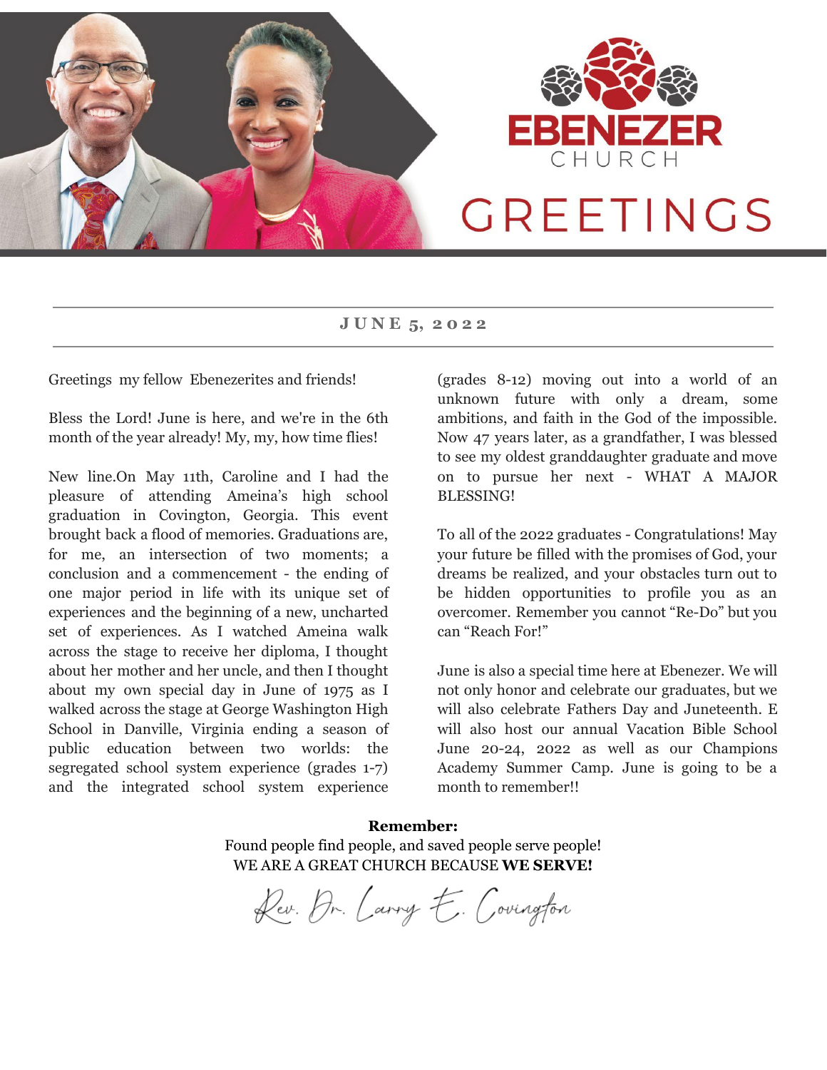# EBENEZER CHURCH

# GREETINGS

**JUNE 5, 2022**

Greetings my fellow Ebenezerites and friends!

Bless the Lord! June is here, and we're in the 6th month of the year already! My, my, how time flies!

New line.On May 11th, Caroline and I had the pleasure of attending Ameina's high school graduation in Covington, Georgia. This event brought back a flood of memories. Graduations are, for me, an intersection of two moments; a conclusion and a commencement - the ending of one major period in life with its unique set of experiences and the beginning of a new, uncharted set of experiences. As I watched Ameina walk across the stage to receive her diploma, I thought about her mother and her uncle, and then I thought about my own special day in June of 1975 as I walked across the stage at George Washington High School in Danville, Virginia ending a season of public education between two worlds: the segregated school system experience (grades 1-7) and the integrated school system experience (grades 8-12) moving out into a world of an unknown future with only a dream, some ambitions, and faith in the God of the impossible. Now 47 years later, as a grandfather, I was blessed to see my oldest granddaughter graduate and move on to pursue her next - WHAT A MAJOR BLESSING!

To all of the 2022 graduates - Congratulations! May your future be filled with the promises of God, your dreams be realized, and your obstacles turn out to be hidden opportunities to profile you as an overcomer. Remember you cannot "Re-Do" but you can "Reach For!"

June is also a special time here at Ebenezer. We will not only honor and celebrate our graduates, but we will also celebrate Fathers Day and Juneteenth. E will also host our annual Vacation Bible School June 20-24, 2022 as well as our Champions Academy Summer Camp. June is going to be a month to remember!!

**Remember:**
Found people find people, and saved people serve people!
WE ARE A GREAT CHURCH BECAUSE **WE SERVE!**

Rev. Dr. Larry E. Covington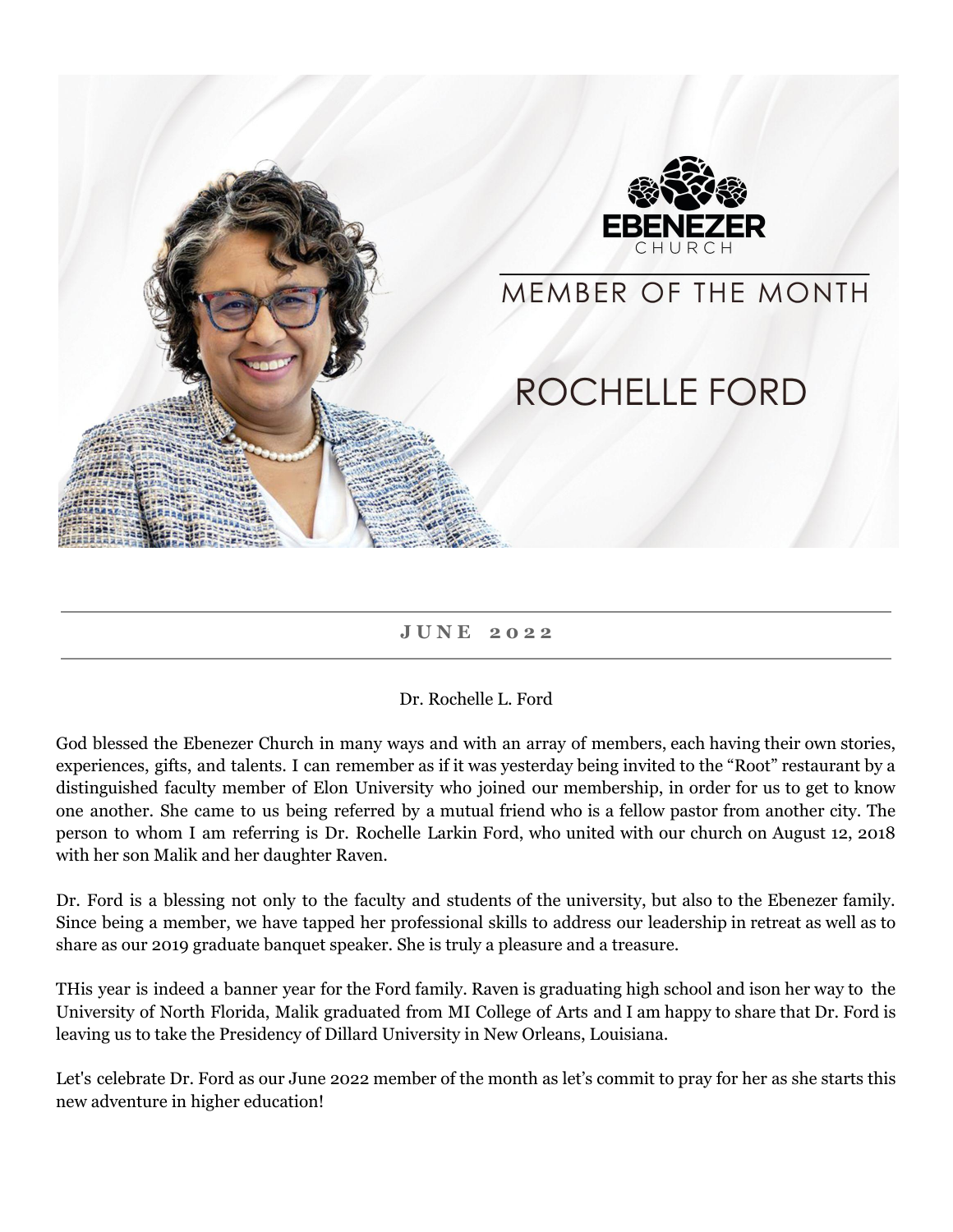EBENEZER CHURCH

# MEMBER OF THE MONTH

## ROCHELLE FORD

---

**JUNE 2022**

---

Dr. Rochelle L. Ford

God blessed the Ebenezer Church in many ways and with an array of members, each having their own stories, experiences, gifts, and talents. I can remember as if it was yesterday being invited to the "Root" restaurant by a distinguished faculty member of Elon University who joined our membership, in order for us to get to know one another. She came to us being referred by a mutual friend who is a fellow pastor from another city. The person to whom I am referring is Dr. Rochelle Larkin Ford, who united with our church on August 12, 2018 with her son Malik and her daughter Raven.

Dr. Ford is a blessing not only to the faculty and students of the university, but also to the Ebenezer family. Since being a member, we have tapped her professional skills to address our leadership in retreat as well as to share as our 2019 graduate banquet speaker. She is truly a pleasure and a treasure.

THis year is indeed a banner year for the Ford family. Raven is graduating high school and ison her way to the University of North Florida, Malik graduated from MI College of Arts and I am happy to share that Dr. Ford is leaving us to take the Presidency of Dillard University in New Orleans, Louisiana.

Let's celebrate Dr. Ford as our June 2022 member of the month as let's commit to pray for her as she starts this new adventure in higher education!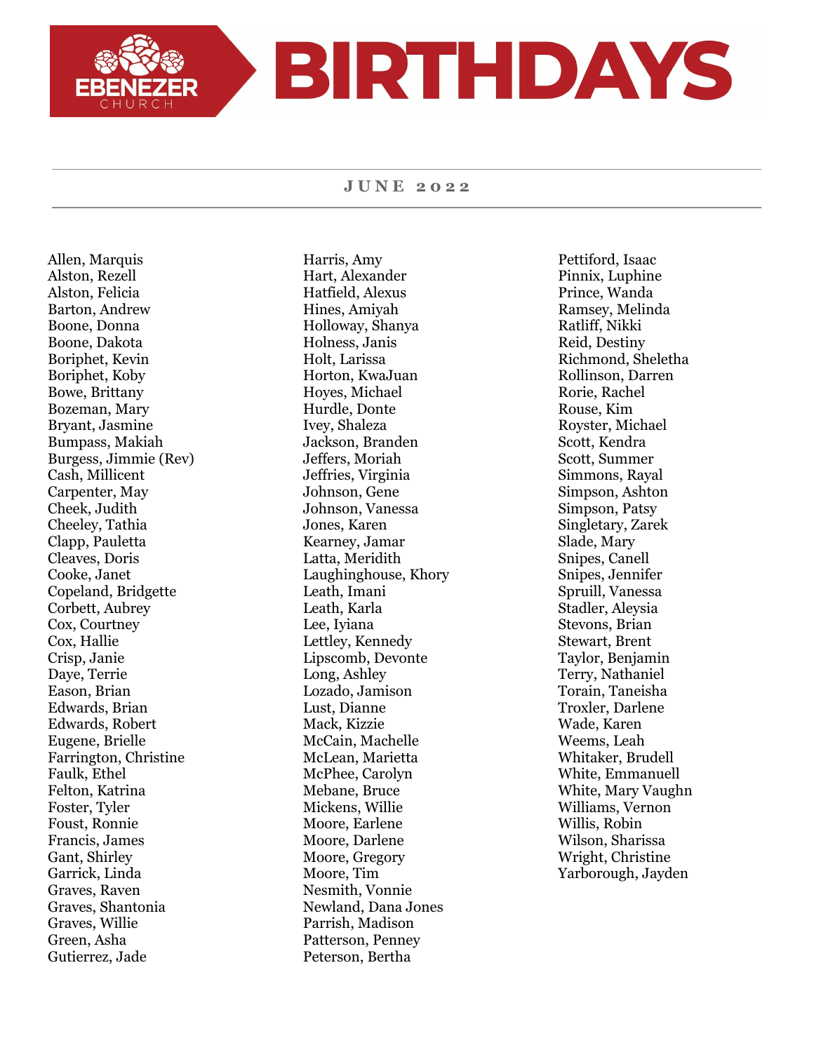EBENEZER CHURCH

# BIRTHDAYS

## JUNE 2022

Allen, Marquis
Alston, Rezell
Alston, Felicia
Barton, Andrew
Boone, Donna
Boone, Dakota
Boriphet, Kevin
Boriphet, Koby
Bowe, Brittany
Bozeman, Mary
Bryant, Jasmine
Bumpass, Makiah
Burgess, Jimmie (Rev)
Cash, Millicent
Carpenter, May
Cheek, Judith
Cheeley, Tathia
Clapp, Pauletta
Cleaves, Doris
Cooke, Janet
Copeland, Bridgette
Corbett, Aubrey
Cox, Courtney
Cox, Hallie
Crisp, Janie
Daye, Terrie
Eason, Brian
Edwards, Brian
Edwards, Robert
Eugene, Brielle
Farrington, Christine
Faulk, Ethel
Felton, Katrina
Foster, Tyler
Foust, Ronnie
Francis, James
Gant, Shirley
Garrick, Linda
Graves, Raven
Graves, Shantonia
Graves, Willie
Green, Asha
Gutierrez, Jade
Harris, Amy
Hart, Alexander
Hatfield, Alexus
Hines, Amiyah
Holloway, Shanya
Holness, Janis
Holt, Larissa
Horton, KwaJuan
Hoyes, Michael
Hurdle, Donte
Ivey, Shaleza
Jackson, Branden
Jeffers, Moriah
Jeffries, Virginia
Johnson, Gene
Johnson, Vanessa
Jones, Karen
Kearney, Jamar
Latta, Meridith
Laughinghouse, Khory
Leath, Imani
Leath, Karla
Lee, Iyiana
Lettley, Kennedy
Lipscomb, Devonte
Long, Ashley
Lozado, Jamison
Lust, Dianne
Mack, Kizzie
McCain, Machelle
McLean, Marietta
McPhee, Carolyn
Mebane, Bruce
Mickens, Willie
Moore, Earlene
Moore, Darlene
Moore, Gregory
Moore, Tim
Nesmith, Vonnie
Newland, Dana Jones
Parrish, Madison
Patterson, Penney
Peterson, Bertha
Pettiford, Isaac
Pinnix, Luphine
Prince, Wanda
Ramsey, Melinda
Ratliff, Nikki
Reid, Destiny
Richmond, Sheletha
Rollinson, Darren
Rorie, Rachel
Rouse, Kim
Royster, Michael
Scott, Kendra
Scott, Summer
Simmons, Rayal
Simpson, Ashton
Simpson, Patsy
Singletary, Zarek
Slade, Mary
Snipes, Canell
Snipes, Jennifer
Spruill, Vanessa
Stadler, Aleysia
Stevons, Brian
Stewart, Brent
Taylor, Benjamin
Terry, Nathaniel
Torain, Taneisha
Troxler, Darlene
Wade, Karen
Weems, Leah
Whitaker, Brudell
White, Emmanuell
White, Mary Vaughn
Williams, Vernon
Willis, Robin
Wilson, Sharissa
Wright, Christine
Yarborough, Jayden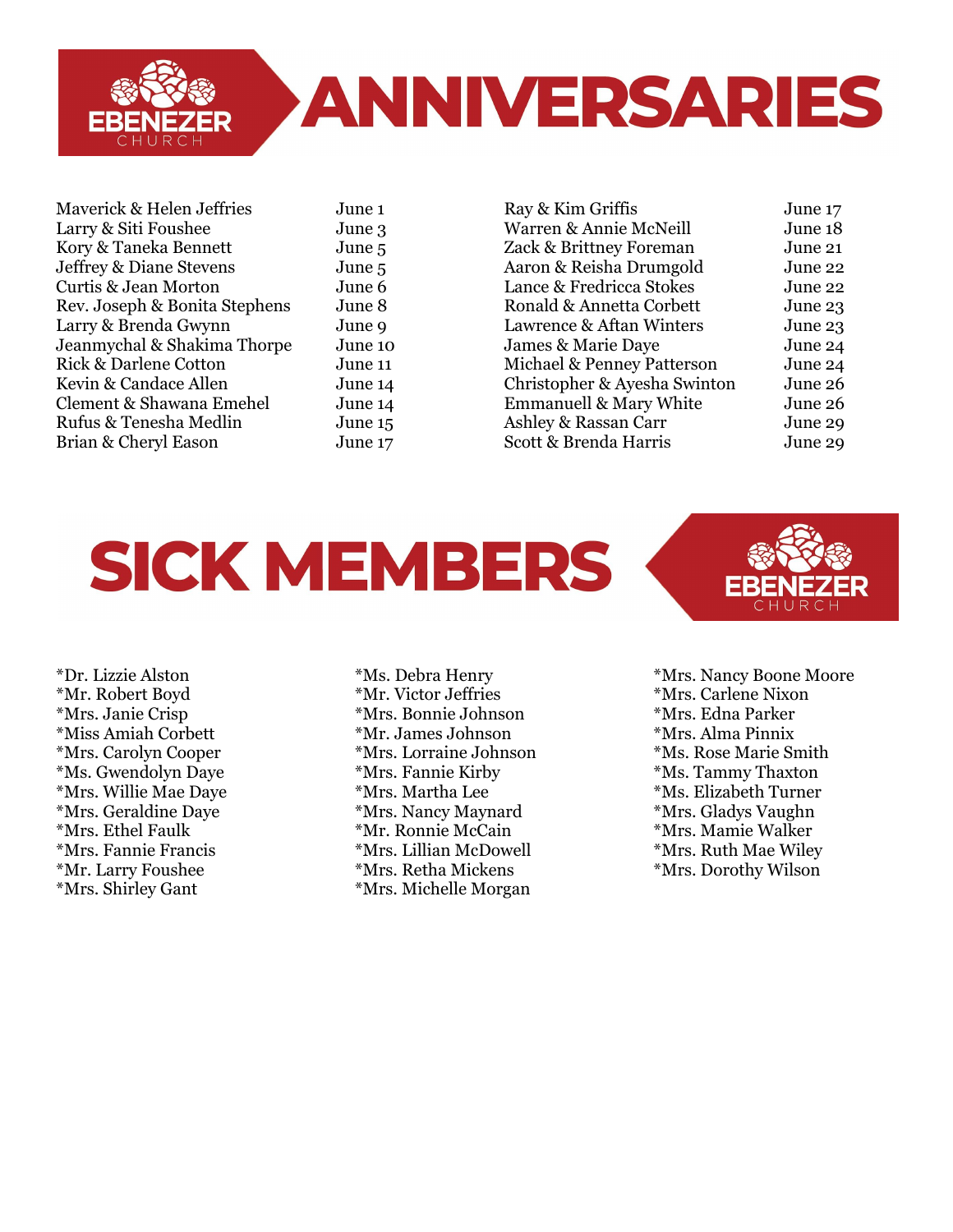# ANNIVERSARIES

| Name | Date |
| --- | --- |
| Maverick & Helen Jeffries | June 1 |
| Larry & Siti Foushee | June 3 |
| Kory & Taneka Bennett | June 5 |
| Jeffrey & Diane Stevens | June 5 |
| Curtis & Jean Morton | June 6 |
| Rev. Joseph & Bonita Stephens | June 8 |
| Larry & Brenda Gwynn | June 9 |
| Jeanmychal & Shakima Thorpe | June 10 |
| Rick & Darlene Cotton | June 11 |
| Kevin & Candace Allen | June 14 |
| Clement & Shawana Emehel | June 14 |
| Rufus & Tenesha Medlin | June 15 |
| Brian & Cheryl Eason | June 17 |
| Ray & Kim Griffis | June 17 |
| Warren & Annie McNeill | June 18 |
| Zack & Brittney Foreman | June 21 |
| Aaron & Reisha Drumgold | June 22 |
| Lance & Fredricca Stokes | June 22 |
| Ronald & Annetta Corbett | June 23 |
| Lawrence & Aftan Winters | June 23 |
| James & Marie Daye | June 24 |
| Michael & Penney Patterson | June 24 |
| Christopher & Ayesha Swinton | June 26 |
| Emmanuell & Mary White | June 26 |
| Ashley & Rassan Carr | June 29 |
| Scott & Brenda Harris | June 29 |

# SICK MEMBERS

*Dr. Lizzie Alston
*Mr. Robert Boyd
*Mrs. Janie Crisp
*Miss Amiah Corbett
*Mrs. Carolyn Cooper
*Ms. Gwendolyn Daye
*Mrs. Willie Mae Daye
*Mrs. Geraldine Daye
*Mrs. Ethel Faulk
*Mrs. Fannie Francis
*Mr. Larry Foushee
*Mrs. Shirley Gant
*Ms. Debra Henry
*Mr. Victor Jeffries
*Mrs. Bonnie Johnson
*Mr. James Johnson
*Mrs. Lorraine Johnson
*Mrs. Fannie Kirby
*Mrs. Martha Lee
*Mrs. Nancy Maynard
*Mr. Ronnie McCain
*Mrs. Lillian McDowell
*Mrs. Retha Mickens
*Mrs. Michelle Morgan
*Mrs. Nancy Boone Moore
*Mrs. Carlene Nixon
*Mrs. Edna Parker
*Mrs. Alma Pinnix
*Ms. Rose Marie Smith
*Ms. Tammy Thaxton
*Ms. Elizabeth Turner
*Mrs. Gladys Vaughn
*Mrs. Mamie Walker
*Mrs. Ruth Mae Wiley
*Mrs. Dorothy Wilson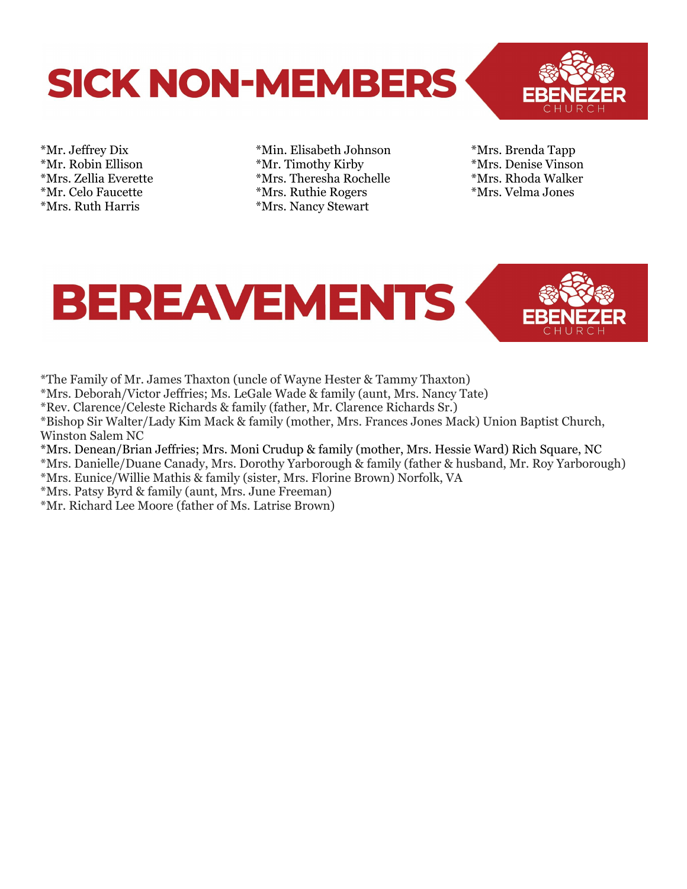# SICK NON-MEMBERS

EBENEZER CHURCH

*Mr. Jeffrey Dix
*Mr. Robin Ellison
*Mrs. Zellia Everette
*Mr. Celo Faucette
*Mrs. Ruth Harris
*Min. Elisabeth Johnson
*Mr. Timothy Kirby
*Mrs. Theresha Rochelle
*Mrs. Ruthie Rogers
*Mrs. Nancy Stewart
*Mrs. Brenda Tapp
*Mrs. Denise Vinson
*Mrs. Rhoda Walker
*Mrs. Velma Jones

# BEREAVEMENTS

EBENEZER CHURCH

*The Family of Mr. James Thaxton (uncle of Wayne Hester & Tammy Thaxton)
*Mrs. Deborah/Victor Jeffries; Ms. LeGale Wade & family (aunt, Mrs. Nancy Tate)
*Rev. Clarence/Celeste Richards & family (father, Mr. Clarence Richards Sr.)
*Bishop Sir Walter/Lady Kim Mack & family (mother, Mrs. Frances Jones Mack) Union Baptist Church, Winston Salem NC
*Mrs. Denean/Brian Jeffries; Mrs. Moni Crudup & family (mother, Mrs. Hessie Ward) Rich Square, NC
*Mrs. Danielle/Duane Canady, Mrs. Dorothy Yarborough & family (father & husband, Mr. Roy Yarborough)
*Mrs. Eunice/Willie Mathis & family (sister, Mrs. Florine Brown) Norfolk, VA
*Mrs. Patsy Byrd & family (aunt, Mrs. June Freeman)
*Mr. Richard Lee Moore (father of Ms. Latrise Brown)